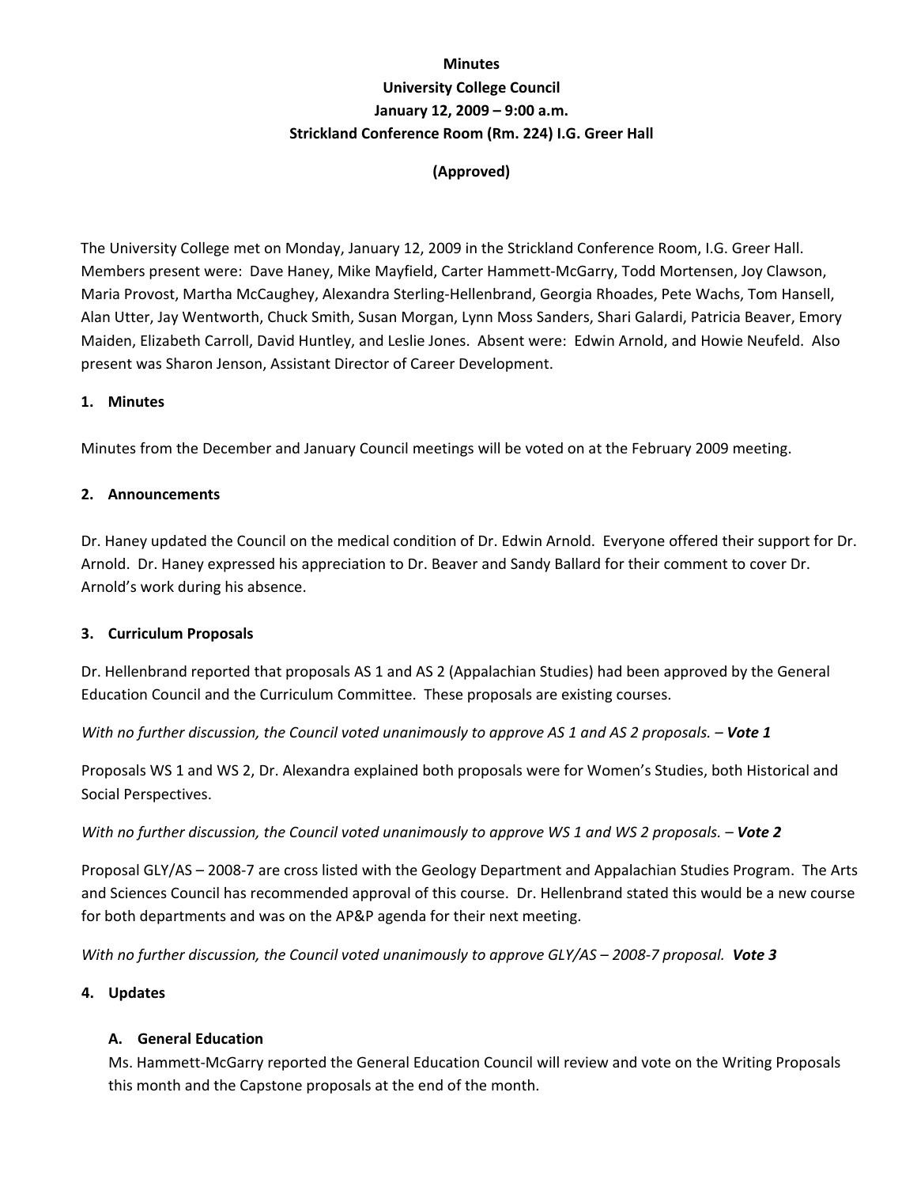**Minutes**

**University College Council**

**January 12, 2009 – 9:00 a.m.**

**Strickland Conference Room (Rm. 224) I.G. Greer Hall**

**(Approved)**

The University College met on Monday, January 12, 2009 in the Strickland Conference Room, I.G. Greer Hall. Members present were: Dave Haney, Mike Mayfield, Carter Hammett-McGarry, Todd Mortensen, Joy Clawson, Maria Provost, Martha McCaughey, Alexandra Sterling-Hellenbrand, Georgia Rhoades, Pete Wachs, Tom Hansell, Alan Utter, Jay Wentworth, Chuck Smith, Susan Morgan, Lynn Moss Sanders, Shari Galardi, Patricia Beaver, Emory Maiden, Elizabeth Carroll, David Huntley, and Leslie Jones. Absent were: Edwin Arnold, and Howie Neufeld. Also present was Sharon Jenson, Assistant Director of Career Development.

## 1. Minutes

Minutes from the December and January Council meetings will be voted on at the February 2009 meeting.

## 2. Announcements

Dr. Haney updated the Council on the medical condition of Dr. Edwin Arnold. Everyone offered their support for Dr. Arnold. Dr. Haney expressed his appreciation to Dr. Beaver and Sandy Ballard for their comment to cover Dr. Arnold's work during his absence.

## 3. Curriculum Proposals

Dr. Hellenbrand reported that proposals AS 1 and AS 2 (Appalachian Studies) had been approved by the General Education Council and the Curriculum Committee. These proposals are existing courses.

*With no further discussion, the Council voted unanimously to approve AS 1 and AS 2 proposals. – **Vote 1***

Proposals WS 1 and WS 2, Dr. Alexandra explained both proposals were for Women's Studies, both Historical and Social Perspectives.

*With no further discussion, the Council voted unanimously to approve WS 1 and WS 2 proposals. – **Vote 2***

Proposal GLY/AS – 2008-7 are cross listed with the Geology Department and Appalachian Studies Program. The Arts and Sciences Council has recommended approval of this course. Dr. Hellenbrand stated this would be a new course for both departments and was on the AP&P agenda for their next meeting.

*With no further discussion, the Council voted unanimously to approve GLY/AS – 2008-7 proposal. **Vote 3***

## 4. Updates

### A. General Education

Ms. Hammett-McGarry reported the General Education Council will review and vote on the Writing Proposals this month and the Capstone proposals at the end of the month.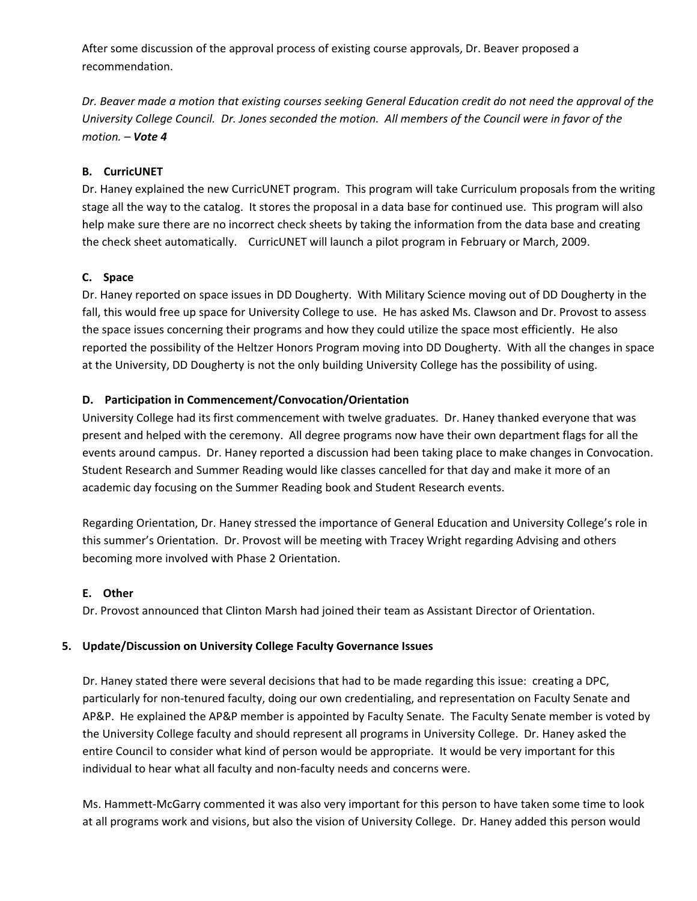After some discussion of the approval process of existing course approvals, Dr. Beaver proposed a recommendation.

*Dr. Beaver made a motion that existing courses seeking General Education credit do not need the approval of the University College Council. Dr. Jones seconded the motion. All members of the Council were in favor of the motion. – **Vote 4***

**B. CurricUNET**

Dr. Haney explained the new CurricUNET program. This program will take Curriculum proposals from the writing stage all the way to the catalog. It stores the proposal in a data base for continued use. This program will also help make sure there are no incorrect check sheets by taking the information from the data base and creating the check sheet automatically. CurricUNET will launch a pilot program in February or March, 2009.

**C. Space**

Dr. Haney reported on space issues in DD Dougherty. With Military Science moving out of DD Dougherty in the fall, this would free up space for University College to use. He has asked Ms. Clawson and Dr. Provost to assess the space issues concerning their programs and how they could utilize the space most efficiently. He also reported the possibility of the Heltzer Honors Program moving into DD Dougherty. With all the changes in space at the University, DD Dougherty is not the only building University College has the possibility of using.

**D. Participation in Commencement/Convocation/Orientation**

University College had its first commencement with twelve graduates. Dr. Haney thanked everyone that was present and helped with the ceremony. All degree programs now have their own department flags for all the events around campus. Dr. Haney reported a discussion had been taking place to make changes in Convocation. Student Research and Summer Reading would like classes cancelled for that day and make it more of an academic day focusing on the Summer Reading book and Student Research events.

Regarding Orientation, Dr. Haney stressed the importance of General Education and University College's role in this summer's Orientation. Dr. Provost will be meeting with Tracey Wright regarding Advising and others becoming more involved with Phase 2 Orientation.

**E. Other**

Dr. Provost announced that Clinton Marsh had joined their team as Assistant Director of Orientation.

**5. Update/Discussion on University College Faculty Governance Issues**

Dr. Haney stated there were several decisions that had to be made regarding this issue: creating a DPC, particularly for non-tenured faculty, doing our own credentialing, and representation on Faculty Senate and AP&P. He explained the AP&P member is appointed by Faculty Senate. The Faculty Senate member is voted by the University College faculty and should represent all programs in University College. Dr. Haney asked the entire Council to consider what kind of person would be appropriate. It would be very important for this individual to hear what all faculty and non-faculty needs and concerns were.

Ms. Hammett-McGarry commented it was also very important for this person to have taken some time to look at all programs work and visions, but also the vision of University College. Dr. Haney added this person would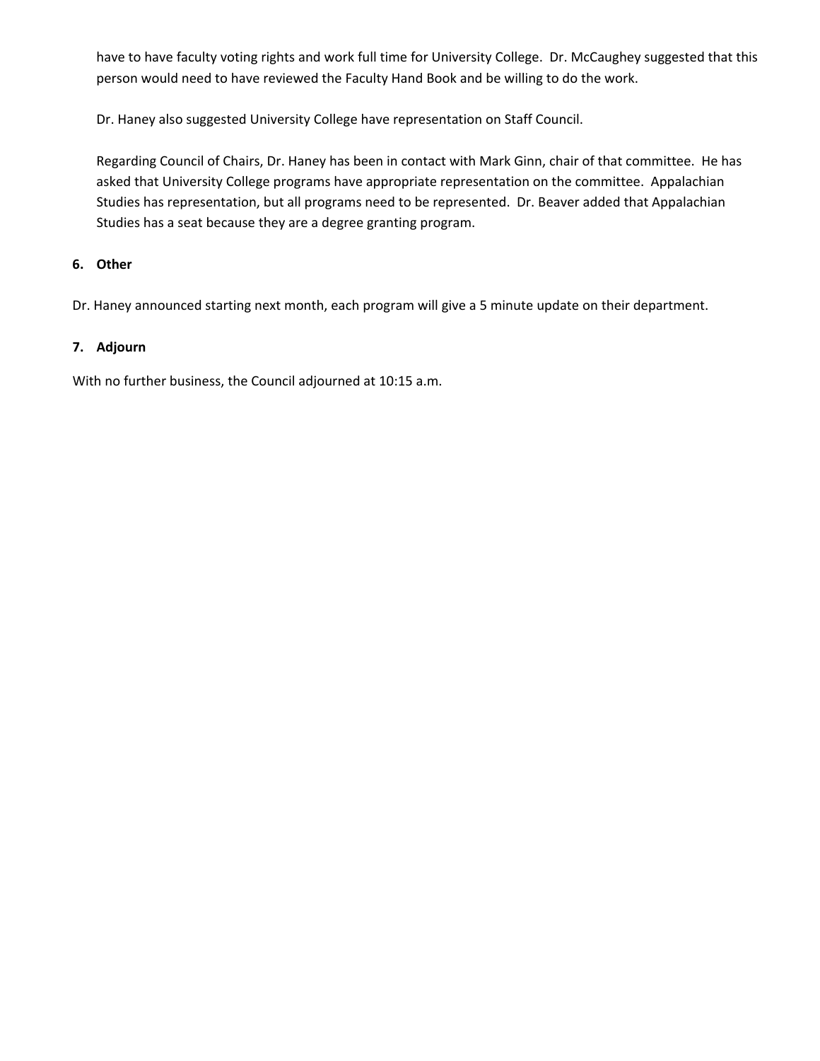have to have faculty voting rights and work full time for University College. Dr. McCaughey suggested that this person would need to have reviewed the Faculty Hand Book and be willing to do the work.

Dr. Haney also suggested University College have representation on Staff Council.

Regarding Council of Chairs, Dr. Haney has been in contact with Mark Ginn, chair of that committee. He has asked that University College programs have appropriate representation on the committee. Appalachian Studies has representation, but all programs need to be represented. Dr. Beaver added that Appalachian Studies has a seat because they are a degree granting program.

**6. Other**

Dr. Haney announced starting next month, each program will give a 5 minute update on their department.

**7. Adjourn**

With no further business, the Council adjourned at 10:15 a.m.